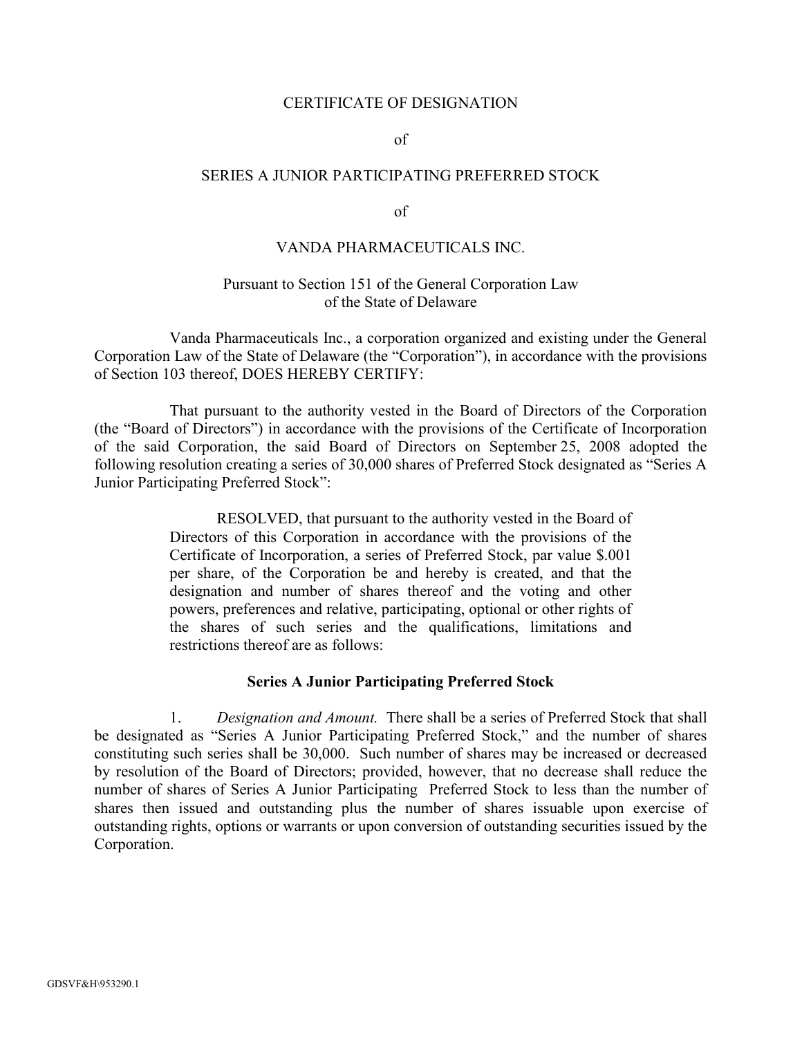# CERTIFICATE OF DESIGNATION

of

## SERIES A JUNIOR PARTICIPATING PREFERRED STOCK

of

## VANDA PHARMACEUTICALS INC.

Pursuant to Section 151 of the General Corporation Law
of the State of Delaware

Vanda Pharmaceuticals Inc., a corporation organized and existing under the General Corporation Law of the State of Delaware (the "Corporation"), in accordance with the provisions of Section 103 thereof, DOES HEREBY CERTIFY:

That pursuant to the authority vested in the Board of Directors of the Corporation (the "Board of Directors") in accordance with the provisions of the Certificate of Incorporation of the said Corporation, the said Board of Directors on September 25, 2008 adopted the following resolution creating a series of 30,000 shares of Preferred Stock designated as "Series A Junior Participating Preferred Stock":

> RESOLVED, that pursuant to the authority vested in the Board of Directors of this Corporation in accordance with the provisions of the Certificate of Incorporation, a series of Preferred Stock, par value $.001 per share, of the Corporation be and hereby is created, and that the designation and number of shares thereof and the voting and other powers, preferences and relative, participating, optional or other rights of the shares of such series and the qualifications, limitations and restrictions thereof are as follows:

**Series A Junior Participating Preferred Stock**

1. *Designation and Amount.* There shall be a series of Preferred Stock that shall be designated as "Series A Junior Participating Preferred Stock," and the number of shares constituting such series shall be 30,000. Such number of shares may be increased or decreased by resolution of the Board of Directors; provided, however, that no decrease shall reduce the number of shares of Series A Junior Participating Preferred Stock to less than the number of shares then issued and outstanding plus the number of shares issuable upon exercise of outstanding rights, options or warrants or upon conversion of outstanding securities issued by the Corporation.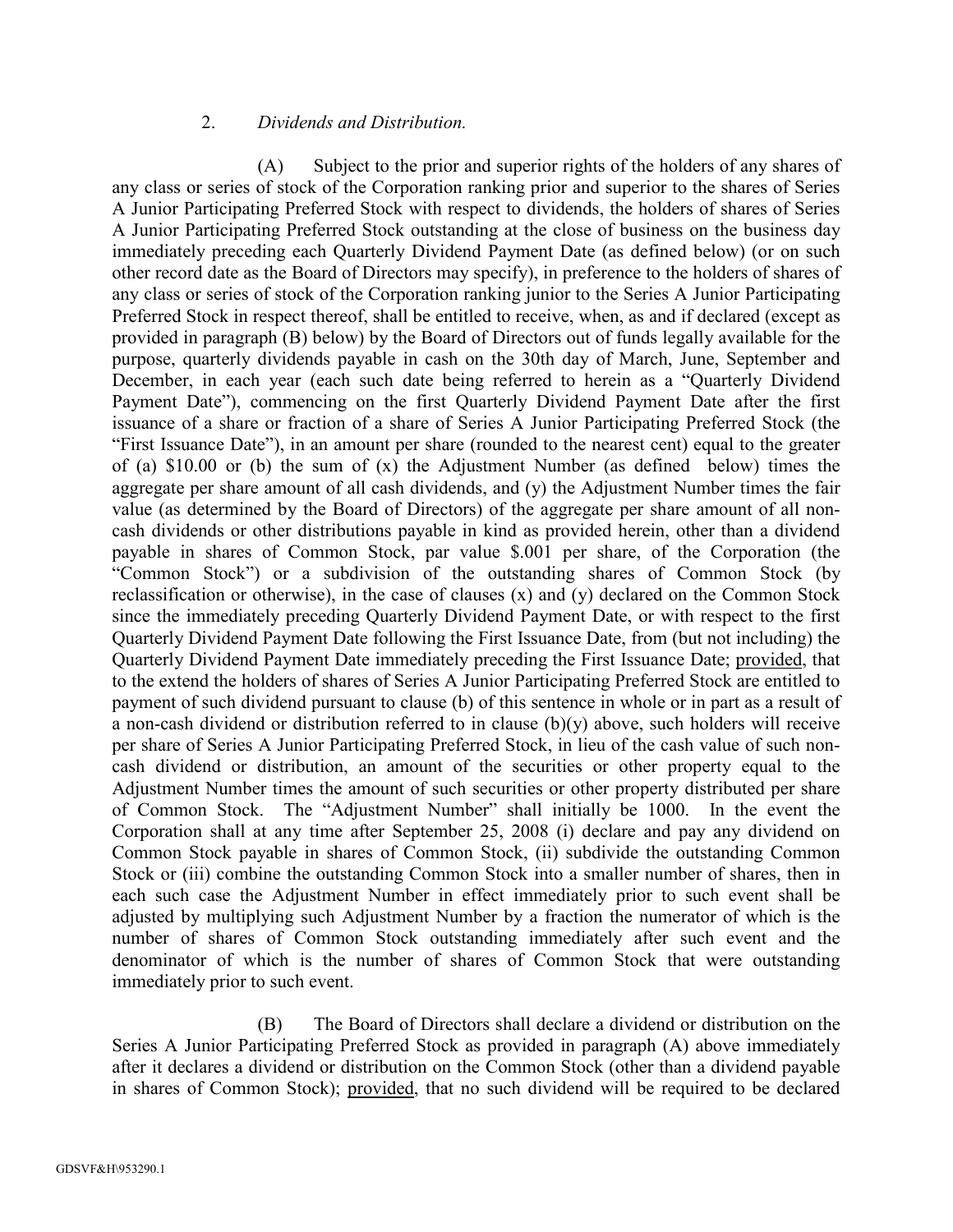2. *Dividends and Distribution.*

(A) Subject to the prior and superior rights of the holders of any shares of any class or series of stock of the Corporation ranking prior and superior to the shares of Series A Junior Participating Preferred Stock with respect to dividends, the holders of shares of Series A Junior Participating Preferred Stock outstanding at the close of business on the business day immediately preceding each Quarterly Dividend Payment Date (as defined below) (or on such other record date as the Board of Directors may specify), in preference to the holders of shares of any class or series of stock of the Corporation ranking junior to the Series A Junior Participating Preferred Stock in respect thereof, shall be entitled to receive, when, as and if declared (except as provided in paragraph (B) below) by the Board of Directors out of funds legally available for the purpose, quarterly dividends payable in cash on the 30th day of March, June, September and December, in each year (each such date being referred to herein as a "Quarterly Dividend Payment Date"), commencing on the first Quarterly Dividend Payment Date after the first issuance of a share or fraction of a share of Series A Junior Participating Preferred Stock (the "First Issuance Date"), in an amount per share (rounded to the nearest cent) equal to the greater of (a) $10.00 or (b) the sum of (x) the Adjustment Number (as defined below) times the aggregate per share amount of all cash dividends, and (y) the Adjustment Number times the fair value (as determined by the Board of Directors) of the aggregate per share amount of all non-cash dividends or other distributions payable in kind as provided herein, other than a dividend payable in shares of Common Stock, par value $.001 per share, of the Corporation (the "Common Stock") or a subdivision of the outstanding shares of Common Stock (by reclassification or otherwise), in the case of clauses (x) and (y) declared on the Common Stock since the immediately preceding Quarterly Dividend Payment Date, or with respect to the first Quarterly Dividend Payment Date following the First Issuance Date, from (but not including) the Quarterly Dividend Payment Date immediately preceding the First Issuance Date; provided, that to the extend the holders of shares of Series A Junior Participating Preferred Stock are entitled to payment of such dividend pursuant to clause (b) of this sentence in whole or in part as a result of a non-cash dividend or distribution referred to in clause (b)(y) above, such holders will receive per share of Series A Junior Participating Preferred Stock, in lieu of the cash value of such non-cash dividend or distribution, an amount of the securities or other property equal to the Adjustment Number times the amount of such securities or other property distributed per share of Common Stock. The "Adjustment Number" shall initially be 1000. In the event the Corporation shall at any time after September 25, 2008 (i) declare and pay any dividend on Common Stock payable in shares of Common Stock, (ii) subdivide the outstanding Common Stock or (iii) combine the outstanding Common Stock into a smaller number of shares, then in each such case the Adjustment Number in effect immediately prior to such event shall be adjusted by multiplying such Adjustment Number by a fraction the numerator of which is the number of shares of Common Stock outstanding immediately after such event and the denominator of which is the number of shares of Common Stock that were outstanding immediately prior to such event.

(B) The Board of Directors shall declare a dividend or distribution on the Series A Junior Participating Preferred Stock as provided in paragraph (A) above immediately after it declares a dividend or distribution on the Common Stock (other than a dividend payable in shares of Common Stock); provided, that no such dividend will be required to be declared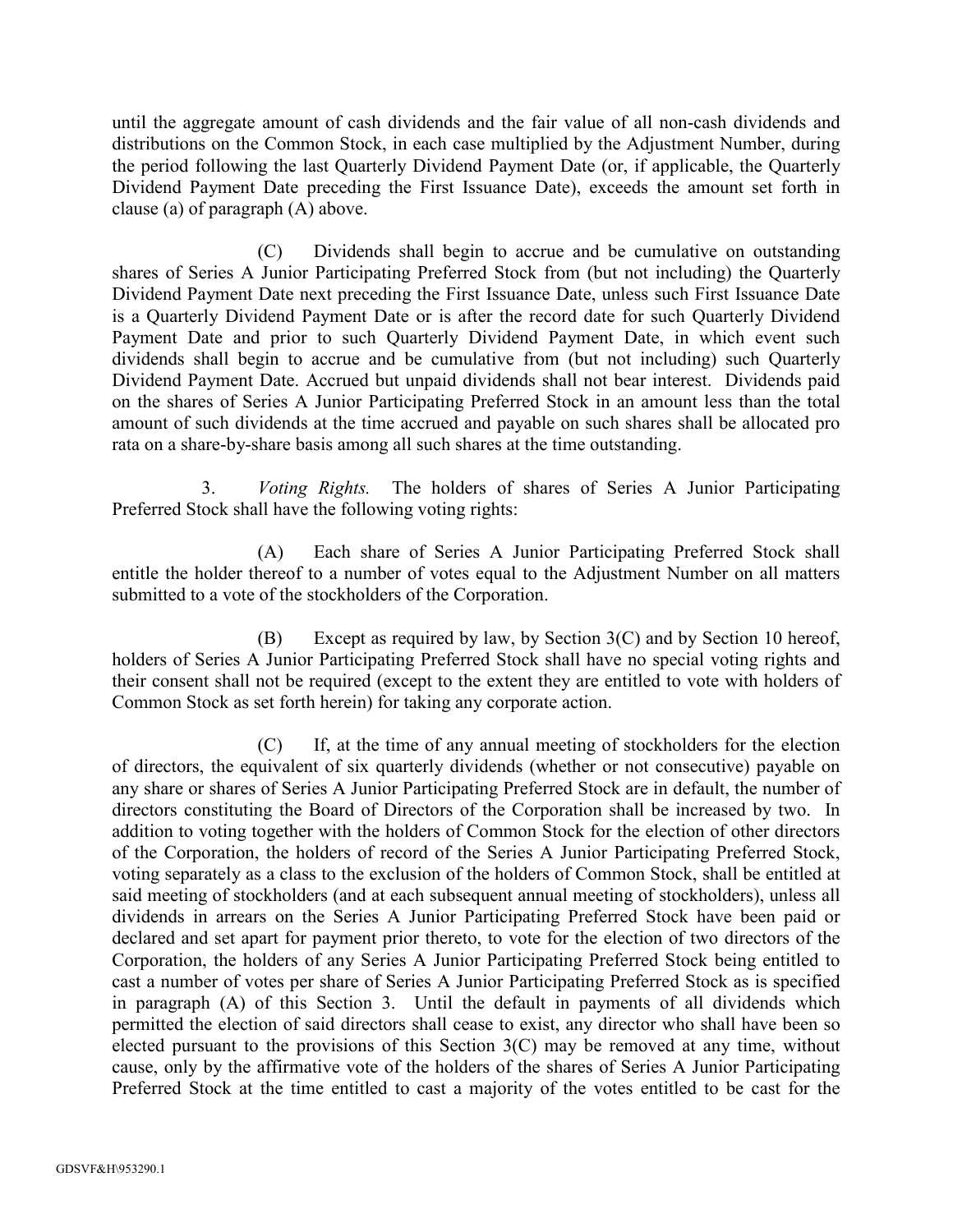until the aggregate amount of cash dividends and the fair value of all non-cash dividends and distributions on the Common Stock, in each case multiplied by the Adjustment Number, during the period following the last Quarterly Dividend Payment Date (or, if applicable, the Quarterly Dividend Payment Date preceding the First Issuance Date), exceeds the amount set forth in clause (a) of paragraph (A) above.

(C) Dividends shall begin to accrue and be cumulative on outstanding shares of Series A Junior Participating Preferred Stock from (but not including) the Quarterly Dividend Payment Date next preceding the First Issuance Date, unless such First Issuance Date is a Quarterly Dividend Payment Date or is after the record date for such Quarterly Dividend Payment Date and prior to such Quarterly Dividend Payment Date, in which event such dividends shall begin to accrue and be cumulative from (but not including) such Quarterly Dividend Payment Date. Accrued but unpaid dividends shall not bear interest. Dividends paid on the shares of Series A Junior Participating Preferred Stock in an amount less than the total amount of such dividends at the time accrued and payable on such shares shall be allocated pro rata on a share-by-share basis among all such shares at the time outstanding.

3. *Voting Rights.* The holders of shares of Series A Junior Participating Preferred Stock shall have the following voting rights:

(A) Each share of Series A Junior Participating Preferred Stock shall entitle the holder thereof to a number of votes equal to the Adjustment Number on all matters submitted to a vote of the stockholders of the Corporation.

(B) Except as required by law, by Section 3(C) and by Section 10 hereof, holders of Series A Junior Participating Preferred Stock shall have no special voting rights and their consent shall not be required (except to the extent they are entitled to vote with holders of Common Stock as set forth herein) for taking any corporate action.

(C) If, at the time of any annual meeting of stockholders for the election of directors, the equivalent of six quarterly dividends (whether or not consecutive) payable on any share or shares of Series A Junior Participating Preferred Stock are in default, the number of directors constituting the Board of Directors of the Corporation shall be increased by two. In addition to voting together with the holders of Common Stock for the election of other directors of the Corporation, the holders of record of the Series A Junior Participating Preferred Stock, voting separately as a class to the exclusion of the holders of Common Stock, shall be entitled at said meeting of stockholders (and at each subsequent annual meeting of stockholders), unless all dividends in arrears on the Series A Junior Participating Preferred Stock have been paid or declared and set apart for payment prior thereto, to vote for the election of two directors of the Corporation, the holders of any Series A Junior Participating Preferred Stock being entitled to cast a number of votes per share of Series A Junior Participating Preferred Stock as is specified in paragraph (A) of this Section 3. Until the default in payments of all dividends which permitted the election of said directors shall cease to exist, any director who shall have been so elected pursuant to the provisions of this Section 3(C) may be removed at any time, without cause, only by the affirmative vote of the holders of the shares of Series A Junior Participating Preferred Stock at the time entitled to cast a majority of the votes entitled to be cast for the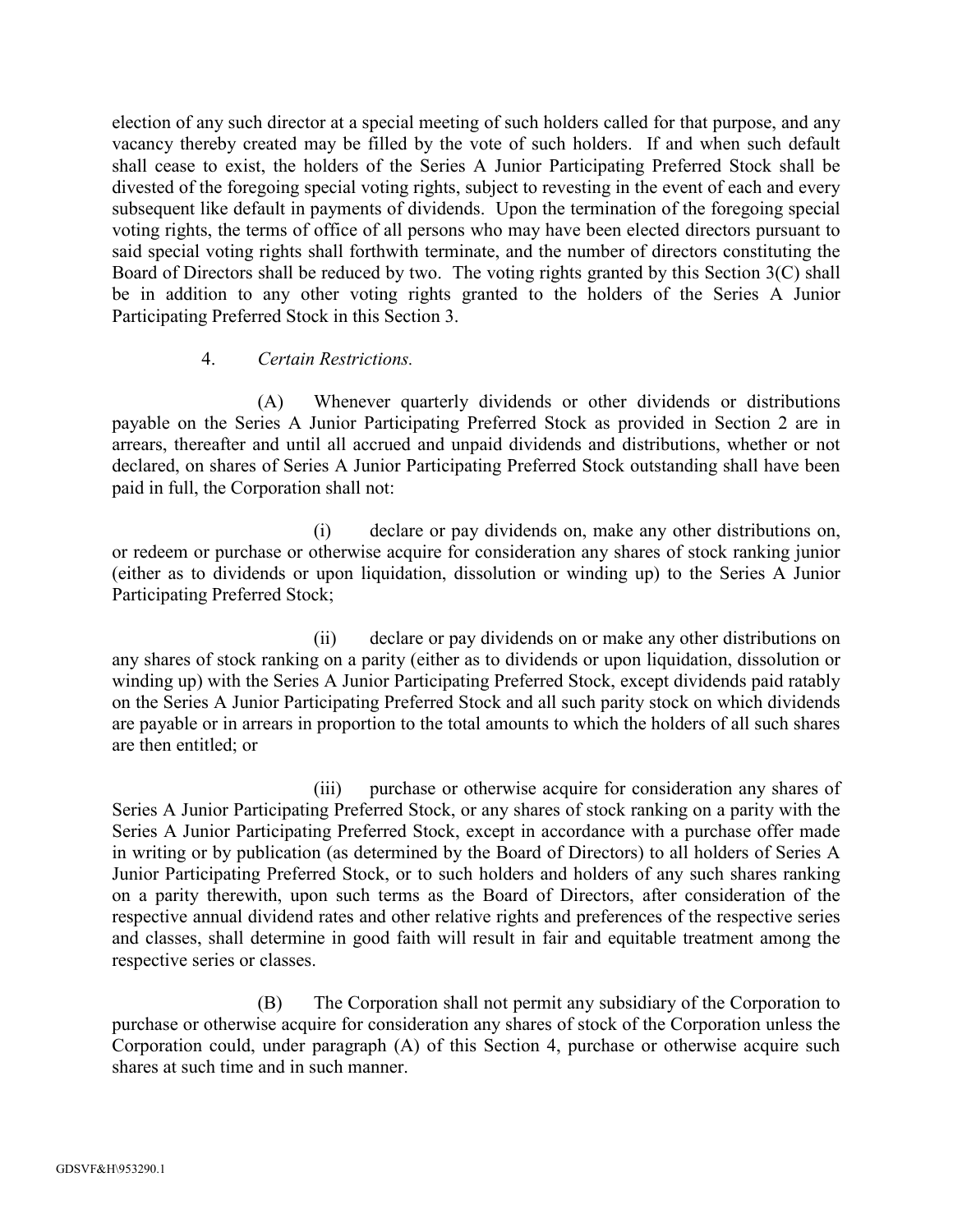election of any such director at a special meeting of such holders called for that purpose, and any vacancy thereby created may be filled by the vote of such holders. If and when such default shall cease to exist, the holders of the Series A Junior Participating Preferred Stock shall be divested of the foregoing special voting rights, subject to revesting in the event of each and every subsequent like default in payments of dividends. Upon the termination of the foregoing special voting rights, the terms of office of all persons who may have been elected directors pursuant to said special voting rights shall forthwith terminate, and the number of directors constituting the Board of Directors shall be reduced by two. The voting rights granted by this Section 3(C) shall be in addition to any other voting rights granted to the holders of the Series A Junior Participating Preferred Stock in this Section 3.

4. *Certain Restrictions.*

(A) Whenever quarterly dividends or other dividends or distributions payable on the Series A Junior Participating Preferred Stock as provided in Section 2 are in arrears, thereafter and until all accrued and unpaid dividends and distributions, whether or not declared, on shares of Series A Junior Participating Preferred Stock outstanding shall have been paid in full, the Corporation shall not:

(i) declare or pay dividends on, make any other distributions on, or redeem or purchase or otherwise acquire for consideration any shares of stock ranking junior (either as to dividends or upon liquidation, dissolution or winding up) to the Series A Junior Participating Preferred Stock;

(ii) declare or pay dividends on or make any other distributions on any shares of stock ranking on a parity (either as to dividends or upon liquidation, dissolution or winding up) with the Series A Junior Participating Preferred Stock, except dividends paid ratably on the Series A Junior Participating Preferred Stock and all such parity stock on which dividends are payable or in arrears in proportion to the total amounts to which the holders of all such shares are then entitled; or

(iii) purchase or otherwise acquire for consideration any shares of Series A Junior Participating Preferred Stock, or any shares of stock ranking on a parity with the Series A Junior Participating Preferred Stock, except in accordance with a purchase offer made in writing or by publication (as determined by the Board of Directors) to all holders of Series A Junior Participating Preferred Stock, or to such holders and holders of any such shares ranking on a parity therewith, upon such terms as the Board of Directors, after consideration of the respective annual dividend rates and other relative rights and preferences of the respective series and classes, shall determine in good faith will result in fair and equitable treatment among the respective series or classes.

(B) The Corporation shall not permit any subsidiary of the Corporation to purchase or otherwise acquire for consideration any shares of stock of the Corporation unless the Corporation could, under paragraph (A) of this Section 4, purchase or otherwise acquire such shares at such time and in such manner.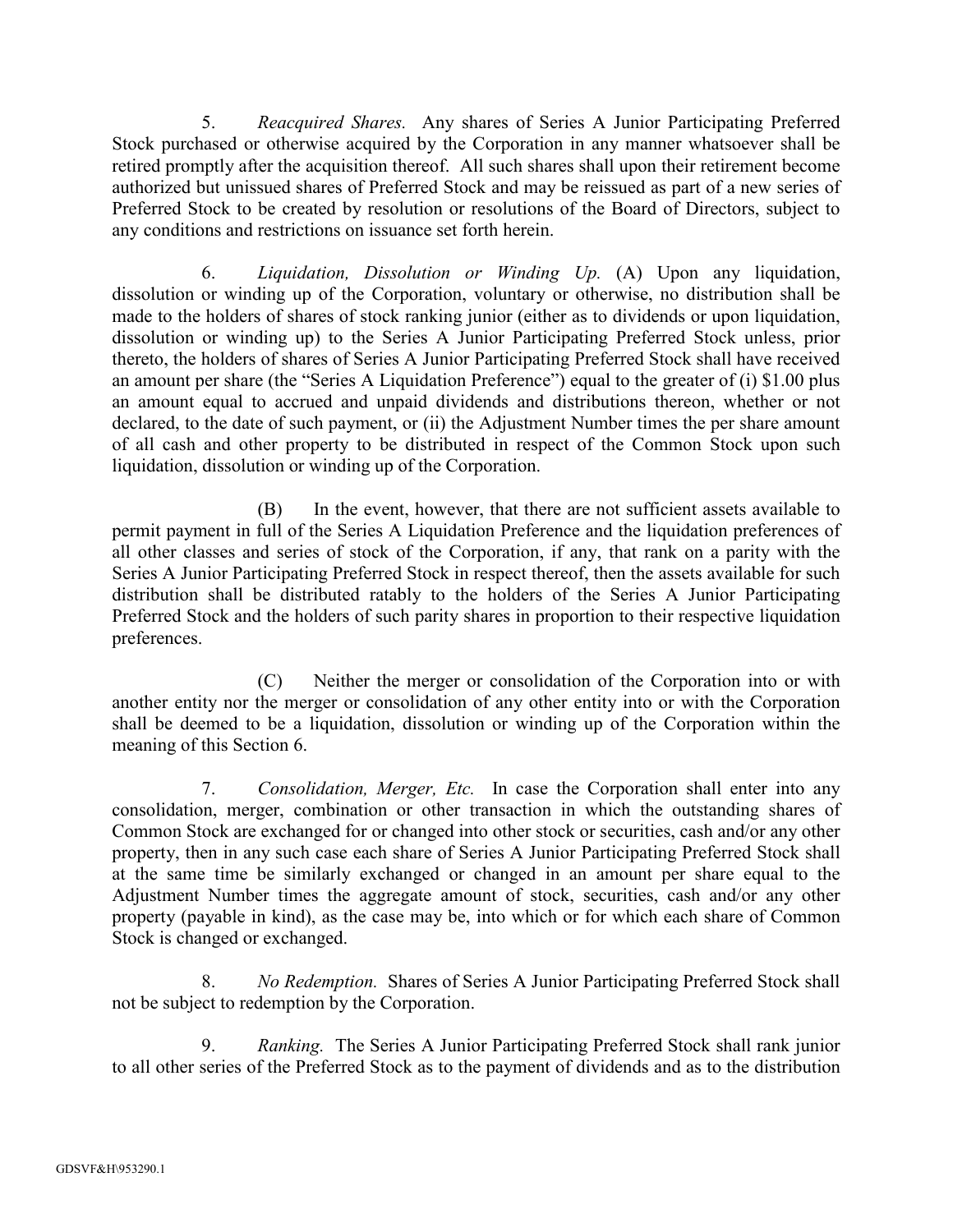5. *Reacquired Shares.* Any shares of Series A Junior Participating Preferred Stock purchased or otherwise acquired by the Corporation in any manner whatsoever shall be retired promptly after the acquisition thereof. All such shares shall upon their retirement become authorized but unissued shares of Preferred Stock and may be reissued as part of a new series of Preferred Stock to be created by resolution or resolutions of the Board of Directors, subject to any conditions and restrictions on issuance set forth herein.

6. *Liquidation, Dissolution or Winding Up.* (A) Upon any liquidation, dissolution or winding up of the Corporation, voluntary or otherwise, no distribution shall be made to the holders of shares of stock ranking junior (either as to dividends or upon liquidation, dissolution or winding up) to the Series A Junior Participating Preferred Stock unless, prior thereto, the holders of shares of Series A Junior Participating Preferred Stock shall have received an amount per share (the "Series A Liquidation Preference") equal to the greater of (i) $1.00 plus an amount equal to accrued and unpaid dividends and distributions thereon, whether or not declared, to the date of such payment, or (ii) the Adjustment Number times the per share amount of all cash and other property to be distributed in respect of the Common Stock upon such liquidation, dissolution or winding up of the Corporation.

(B) In the event, however, that there are not sufficient assets available to permit payment in full of the Series A Liquidation Preference and the liquidation preferences of all other classes and series of stock of the Corporation, if any, that rank on a parity with the Series A Junior Participating Preferred Stock in respect thereof, then the assets available for such distribution shall be distributed ratably to the holders of the Series A Junior Participating Preferred Stock and the holders of such parity shares in proportion to their respective liquidation preferences.

(C) Neither the merger or consolidation of the Corporation into or with another entity nor the merger or consolidation of any other entity into or with the Corporation shall be deemed to be a liquidation, dissolution or winding up of the Corporation within the meaning of this Section 6.

7. *Consolidation, Merger, Etc.* In case the Corporation shall enter into any consolidation, merger, combination or other transaction in which the outstanding shares of Common Stock are exchanged for or changed into other stock or securities, cash and/or any other property, then in any such case each share of Series A Junior Participating Preferred Stock shall at the same time be similarly exchanged or changed in an amount per share equal to the Adjustment Number times the aggregate amount of stock, securities, cash and/or any other property (payable in kind), as the case may be, into which or for which each share of Common Stock is changed or exchanged.

8. *No Redemption.* Shares of Series A Junior Participating Preferred Stock shall not be subject to redemption by the Corporation.

9. *Ranking.* The Series A Junior Participating Preferred Stock shall rank junior to all other series of the Preferred Stock as to the payment of dividends and as to the distribution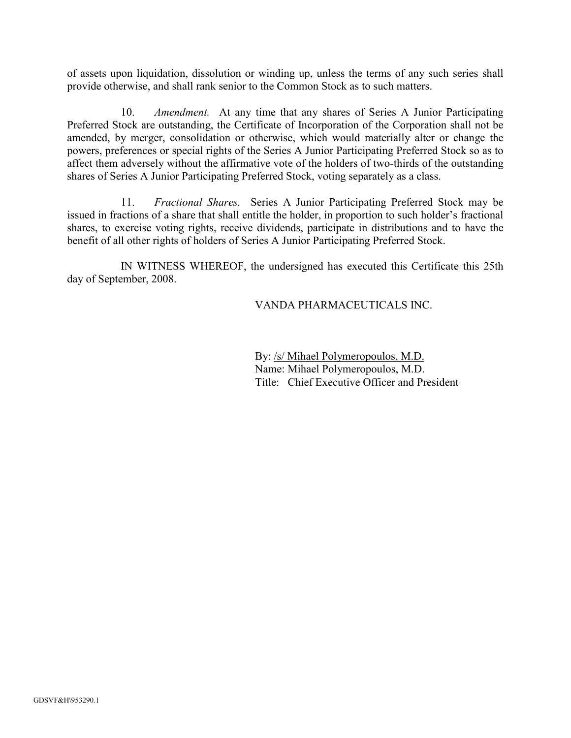of assets upon liquidation, dissolution or winding up, unless the terms of any such series shall provide otherwise, and shall rank senior to the Common Stock as to such matters.

10. *Amendment.* At any time that any shares of Series A Junior Participating Preferred Stock are outstanding, the Certificate of Incorporation of the Corporation shall not be amended, by merger, consolidation or otherwise, which would materially alter or change the powers, preferences or special rights of the Series A Junior Participating Preferred Stock so as to affect them adversely without the affirmative vote of the holders of two-thirds of the outstanding shares of Series A Junior Participating Preferred Stock, voting separately as a class.

11. *Fractional Shares.* Series A Junior Participating Preferred Stock may be issued in fractions of a share that shall entitle the holder, in proportion to such holder's fractional shares, to exercise voting rights, receive dividends, participate in distributions and to have the benefit of all other rights of holders of Series A Junior Participating Preferred Stock.

IN WITNESS WHEREOF, the undersigned has executed this Certificate this 25th day of September, 2008.

VANDA PHARMACEUTICALS INC.

By: /s/ Mihael Polymeropoulos, M.D.
Name: Mihael Polymeropoulos, M.D.
Title: Chief Executive Officer and President

GDSVF&H\953290.1